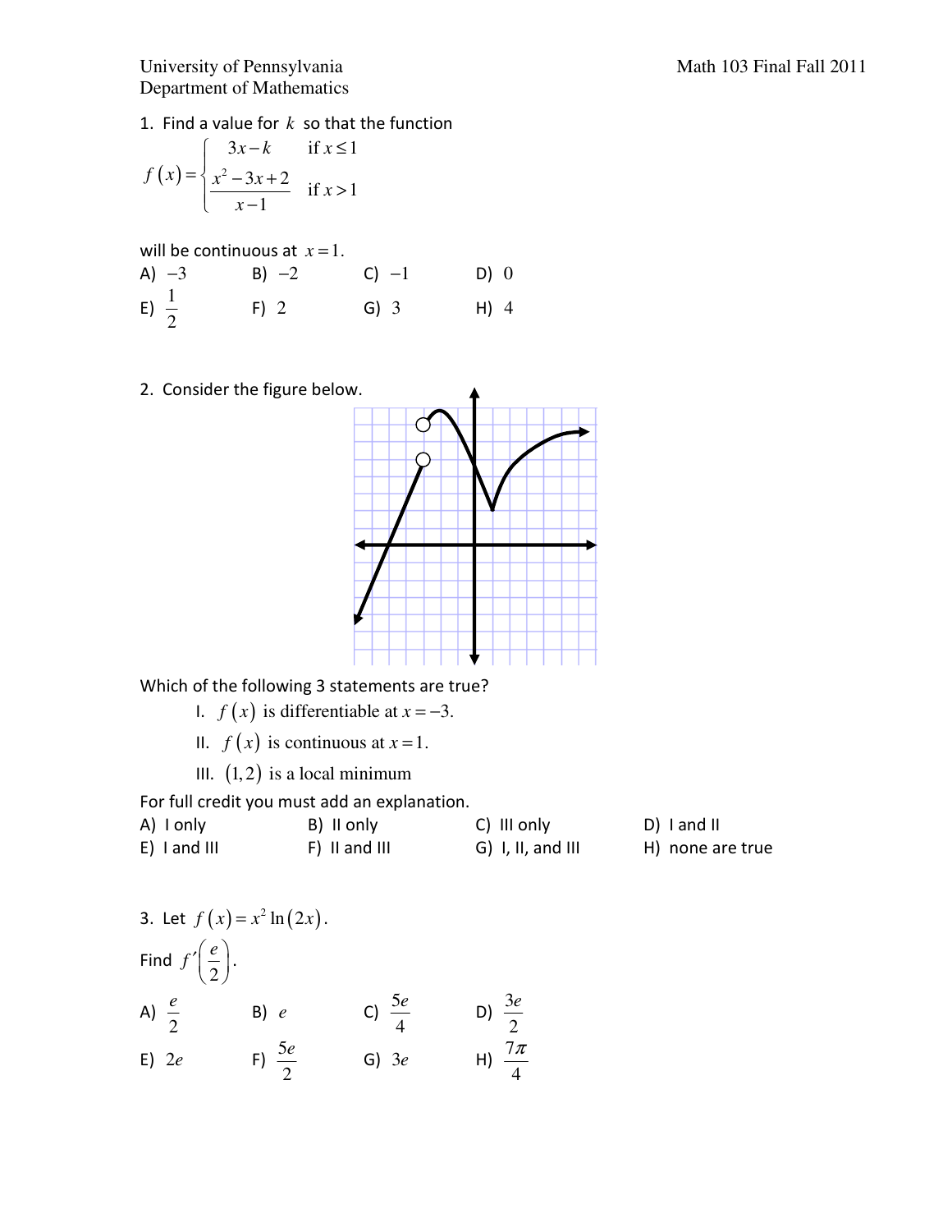University of Pennsylvania
Department of Mathematics

Math 103 Final Fall 2011

1. Find a value for $k$ so that the function

$$f(x) = \begin{cases} 3x - k & \text{if } x \le 1 \\ \dfrac{x^2 - 3x + 2}{x - 1} & \text{if } x > 1 \end{cases}$$

will be continuous at $x = 1$.

A) $-3$  B) $-2$  C) $-1$  D) $0$

E) $\frac{1}{2}$  F) $2$  G) $3$  H) $4$

2. Consider the figure below.

Which of the following 3 statements are true?

I. $f(x)$ is differentiable at $x = -3$.

II. $f(x)$ is continuous at $x = 1$.

III. $(1, 2)$ is a local minimum

For full credit you must add an explanation.

A) I only  B) II only  C) III only  D) I and II

E) I and III  F) II and III  G) I, II, and III  H) none are true

3. Let $f(x) = x^2 \ln(2x)$.

Find $f'\left(\frac{e}{2}\right)$.

A) $\frac{e}{2}$  B) $e$  C) $\frac{5e}{4}$  D) $\frac{3e}{2}$

E) $2e$  F) $\frac{5e}{2}$  G) $3e$  H) $\frac{7\pi}{4}$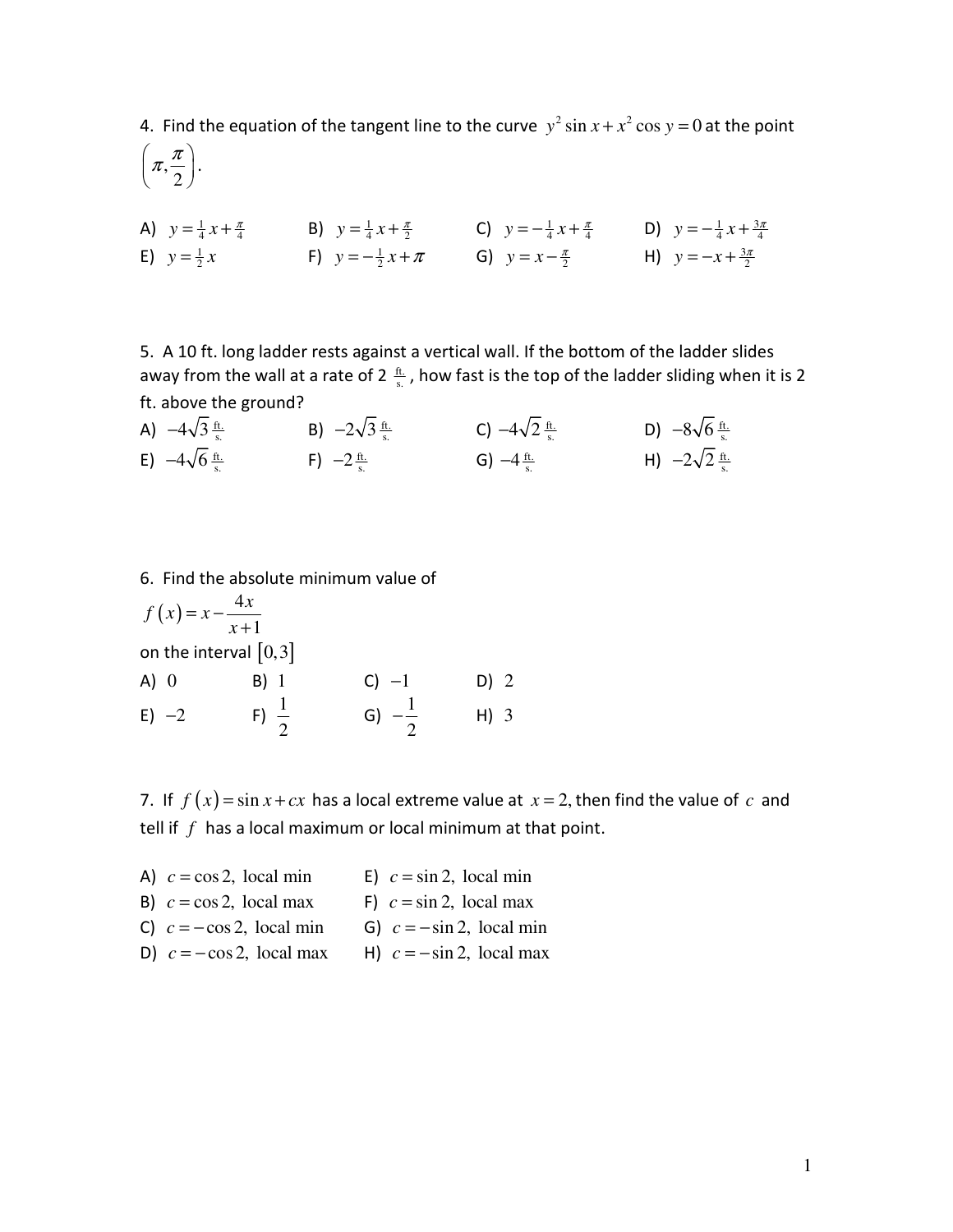4. Find the equation of the tangent line to the curve $y^2 \sin x + x^2 \cos y = 0$ at the point $\left(\pi, \frac{\pi}{2}\right)$.

A) $y = \frac{1}{4}x + \frac{\pi}{4}$ B) $y = \frac{1}{4}x + \frac{\pi}{2}$ C) $y = -\frac{1}{4}x + \frac{\pi}{4}$ D) $y = -\frac{1}{4}x + \frac{3\pi}{4}$
E) $y = \frac{1}{2}x$ F) $y = -\frac{1}{2}x + \pi$ G) $y = x - \frac{\pi}{2}$ H) $y = -x + \frac{3\pi}{2}$

5. A 10 ft. long ladder rests against a vertical wall. If the bottom of the ladder slides away from the wall at a rate of 2 $\frac{\text{ft.}}{\text{s.}}$, how fast is the top of the ladder sliding when it is 2 ft. above the ground?

A) $-4\sqrt{3}\,\frac{\text{ft.}}{\text{s.}}$ B) $-2\sqrt{3}\,\frac{\text{ft.}}{\text{s.}}$ C) $-4\sqrt{2}\,\frac{\text{ft.}}{\text{s.}}$ D) $-8\sqrt{6}\,\frac{\text{ft.}}{\text{s.}}$
E) $-4\sqrt{6}\,\frac{\text{ft.}}{\text{s.}}$ F) $-2\,\frac{\text{ft.}}{\text{s.}}$ G) $-4\,\frac{\text{ft.}}{\text{s.}}$ H) $-2\sqrt{2}\,\frac{\text{ft.}}{\text{s.}}$

6. Find the absolute minimum value of

$$f(x) = x - \frac{4x}{x+1}$$

on the interval $[0,3]$

A) $0$ B) $1$ C) $-1$ D) $2$
E) $-2$ F) $\frac{1}{2}$ G) $-\frac{1}{2}$ H) $3$

7. If $f(x) = \sin x + cx$ has a local extreme value at $x = 2$, then find the value of $c$ and tell if $f$ has a local maximum or local minimum at that point.

A) $c = \cos 2$, local min E) $c = \sin 2$, local min
B) $c = \cos 2$, local max F) $c = \sin 2$, local max
C) $c = -\cos 2$, local min G) $c = -\sin 2$, local min
D) $c = -\cos 2$, local max H) $c = -\sin 2$, local max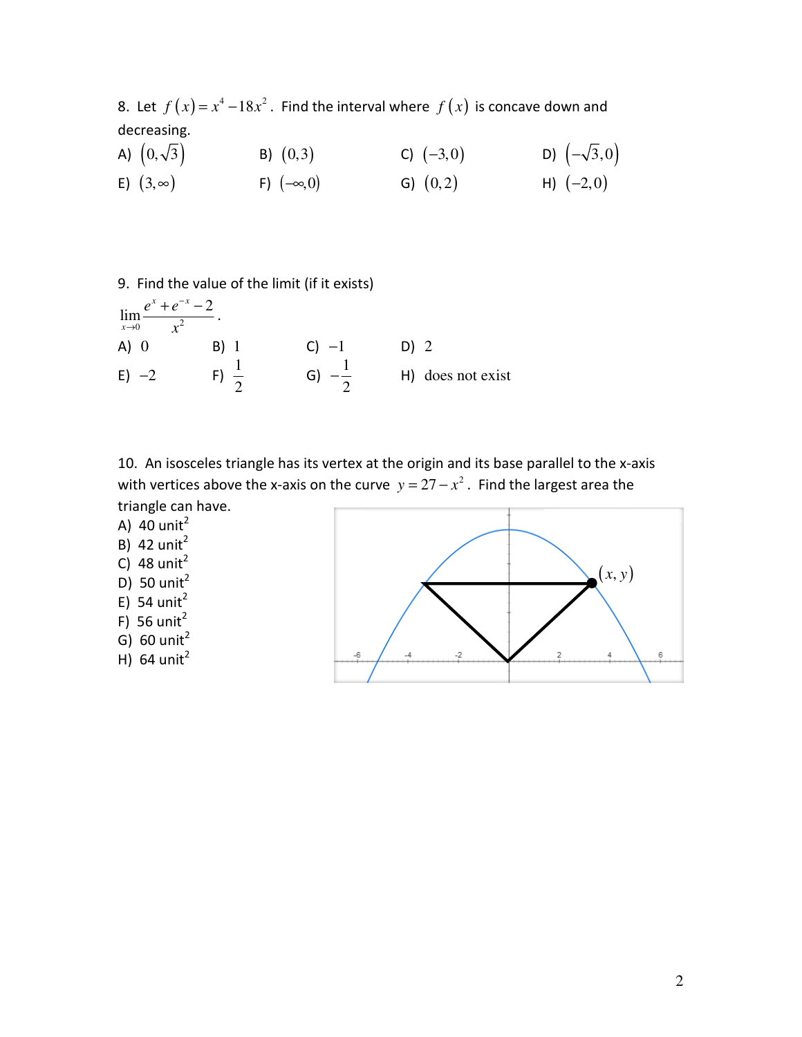8. Let $f(x) = x^4 - 18x^2$. Find the interval where $f(x)$ is concave down and decreasing.

A) $(0, \sqrt{3})$ B) $(0, 3)$ C) $(-3, 0)$ D) $(-\sqrt{3}, 0)$

E) $(3, \infty)$ F) $(-\infty, 0)$ G) $(0, 2)$ H) $(-2, 0)$

9. Find the value of the limit (if it exists)

$$\lim_{x \to 0} \frac{e^x + e^{-x} - 2}{x^2}.$$

A) $0$ B) $1$ C) $-1$ D) $2$

E) $-2$ F) $\frac{1}{2}$ G) $-\frac{1}{2}$ H) does not exist

10. An isosceles triangle has its vertex at the origin and its base parallel to the x-axis with vertices above the x-axis on the curve $y = 27 - x^2$. Find the largest area the triangle can have.

A) 40 unit$^2$

B) 42 unit$^2$

C) 48 unit$^2$

D) 50 unit$^2$

E) 54 unit$^2$

F) 56 unit$^2$

G) 60 unit$^2$

H) 64 unit$^2$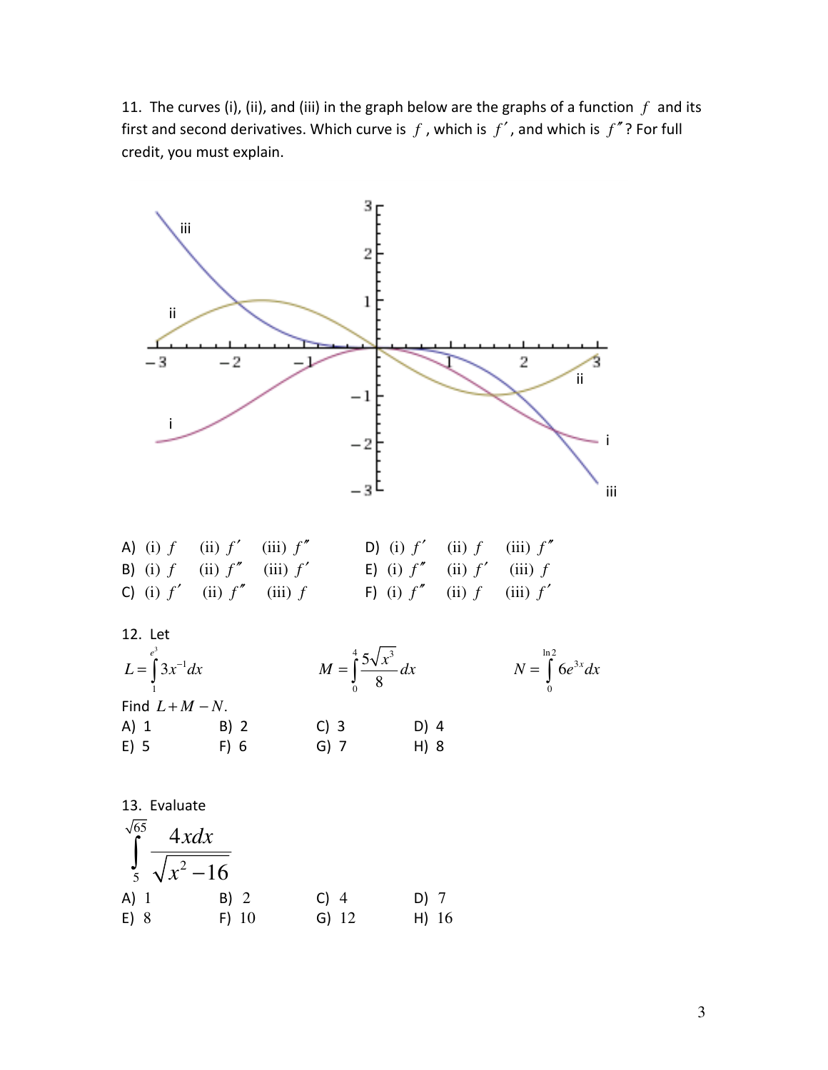11. The curves (i), (ii), and (iii) in the graph below are the graphs of a function $f$ and its first and second derivatives. Which curve is $f$, which is $f'$, and which is $f''$? For full credit, you must explain.

A) (i) $f$ (ii) $f'$ (iii) $f''$

B) (i) $f$ (ii) $f''$ (iii) $f'$

C) (i) $f'$ (ii) $f''$ (iii) $f$

D) (i) $f'$ (ii) $f$ (iii) $f''$

E) (i) $f''$ (ii) $f'$ (iii) $f$

F) (i) $f''$ (ii) $f$ (iii) $f'$

12. Let

$$L = \int_1^{e^3} 3x^{-1}dx \qquad M = \int_0^4 \frac{5\sqrt{x^3}}{8}dx \qquad N = \int_0^{\ln 2} 6e^{3x}dx$$

Find $L + M - N$.

A) 1 B) 2 C) 3 D) 4

E) 5 F) 6 G) 7 H) 8

13. Evaluate

$$\int_5^{\sqrt{65}} \frac{4xdx}{\sqrt{x^2 - 16}}$$

A) 1 B) 2 C) 4 D) 7

E) 8 F) 10 G) 12 H) 16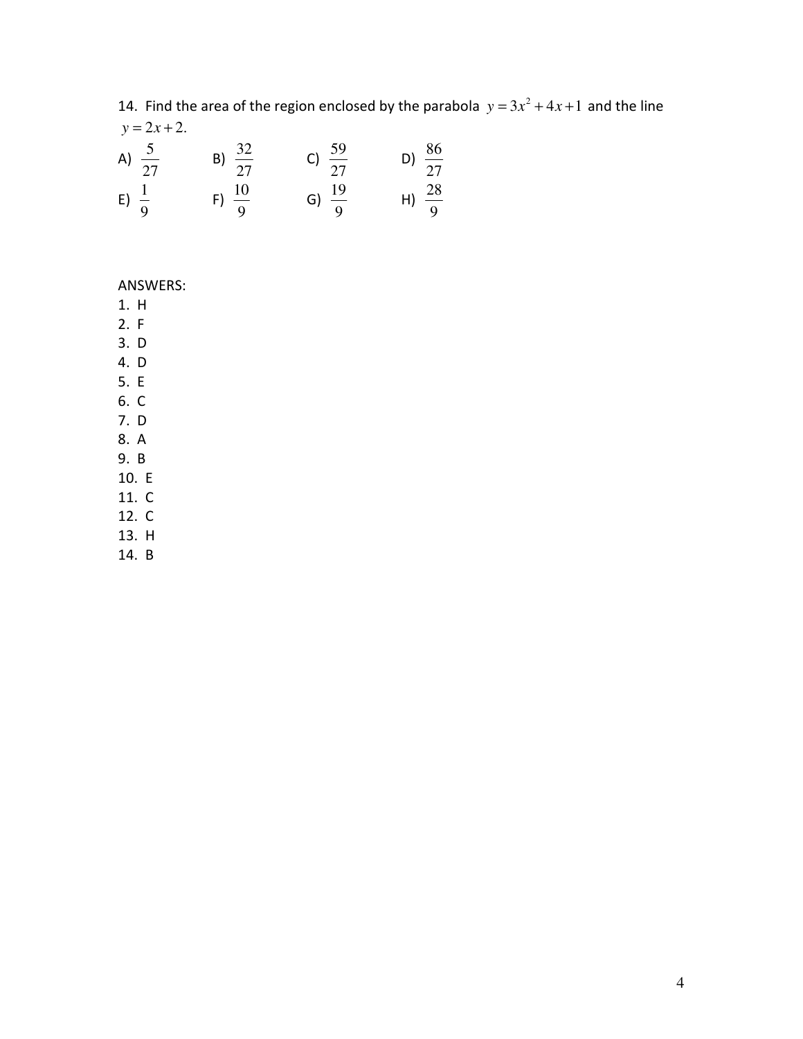14. Find the area of the region enclosed by the parabola $y = 3x^2 + 4x + 1$ and the line $y = 2x + 2$.

A) $\frac{5}{27}$ B) $\frac{32}{27}$ C) $\frac{59}{27}$ D) $\frac{86}{27}$

E) $\frac{1}{9}$ F) $\frac{10}{9}$ G) $\frac{19}{9}$ H) $\frac{28}{9}$

ANSWERS:

1. H
2. F
3. D
4. D
5. E
6. C
7. D
8. A
9. B
10. E
11. C
12. C
13. H
14. B